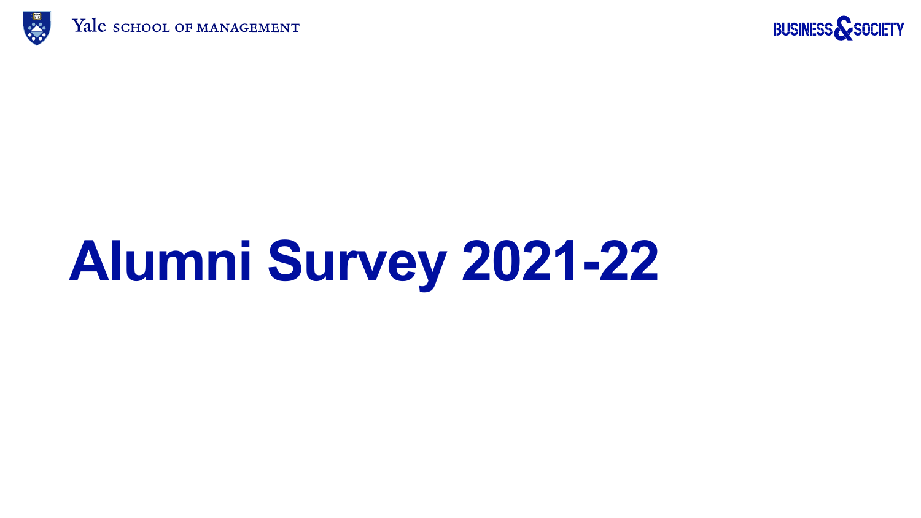Yale SCHOOL OF MANAGEMENT

BUSINESS & SOCIETY

# Alumni Survey 2021-22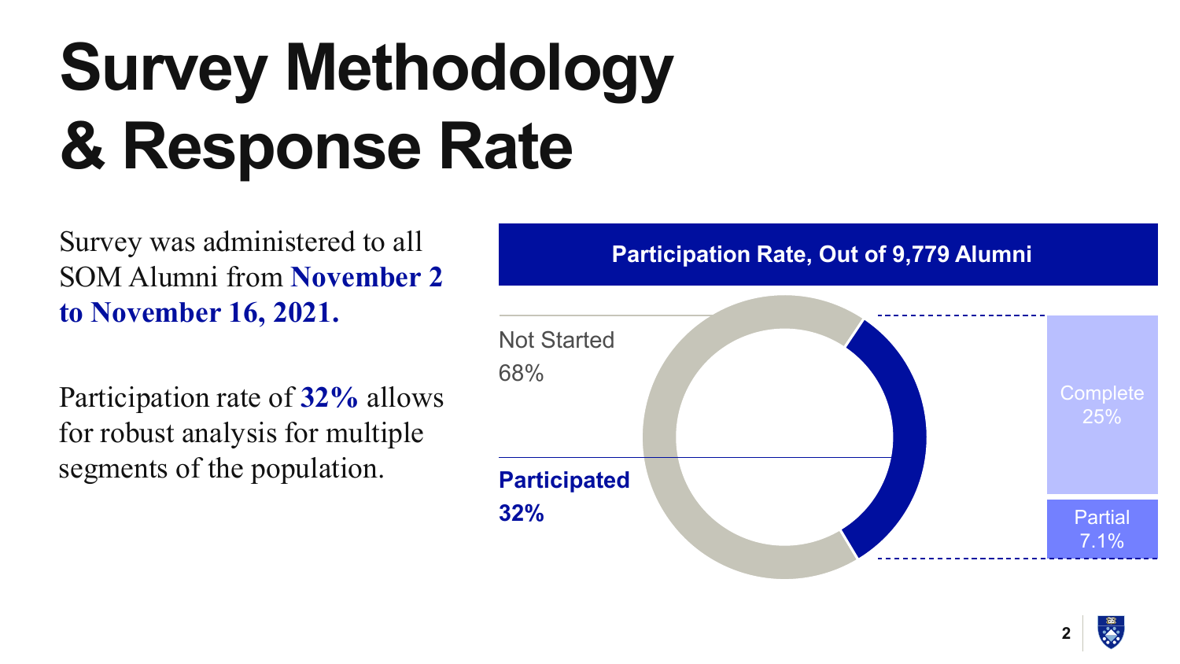# Survey Methodology & Response Rate

Survey was administered to all SOM Alumni from **November 2 to November 16, 2021.**

Participation rate of **32%** allows for robust analysis for multiple segments of the population.

**Participation Rate, Out of 9,779 Alumni**

Not Started
68%

**Participated**
**32%**

Complete
25%

Partial
7.1%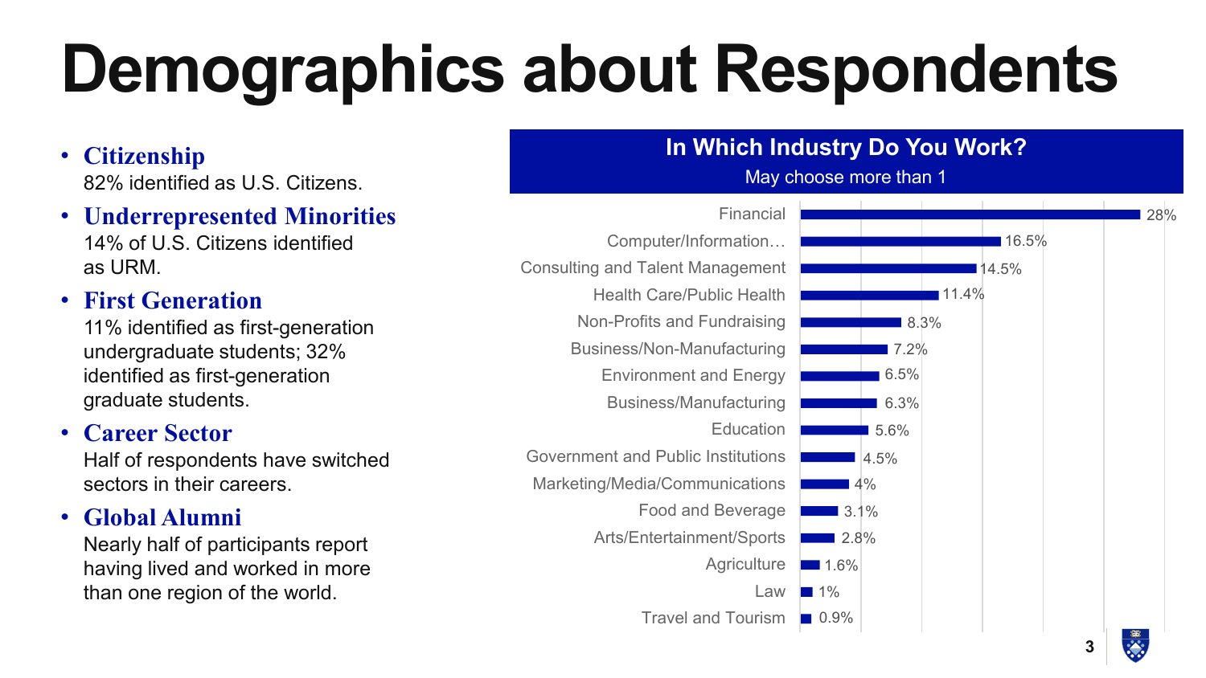# Demographics about Respondents

- **Citizenship**
  82% identified as U.S. Citizens.
- **Underrepresented Minorities**
  14% of U.S. Citizens identified as URM.
- **First Generation**
  11% identified as first-generation undergraduate students; 32% identified as first-generation graduate students.
- **Career Sector**
  Half of respondents have switched sectors in their careers.
- **Global Alumni**
  Nearly half of participants report having lived and worked in more than one region of the world.

## In Which Industry Do You Work?

May choose more than 1

| Industry | Percentage |
| --- | --- |
| Financial | 28% |
| Computer/Information… | 16.5% |
| Consulting and Talent Management | 14.5% |
| Health Care/Public Health | 11.4% |
| Non-Profits and Fundraising | 8.3% |
| Business/Non-Manufacturing | 7.2% |
| Environment and Energy | 6.5% |
| Business/Manufacturing | 6.3% |
| Education | 5.6% |
| Government and Public Institutions | 4.5% |
| Marketing/Media/Communications | 4% |
| Food and Beverage | 3.1% |
| Arts/Entertainment/Sports | 2.8% |
| Agriculture | 1.6% |
| Law | 1% |
| Travel and Tourism | 0.9% |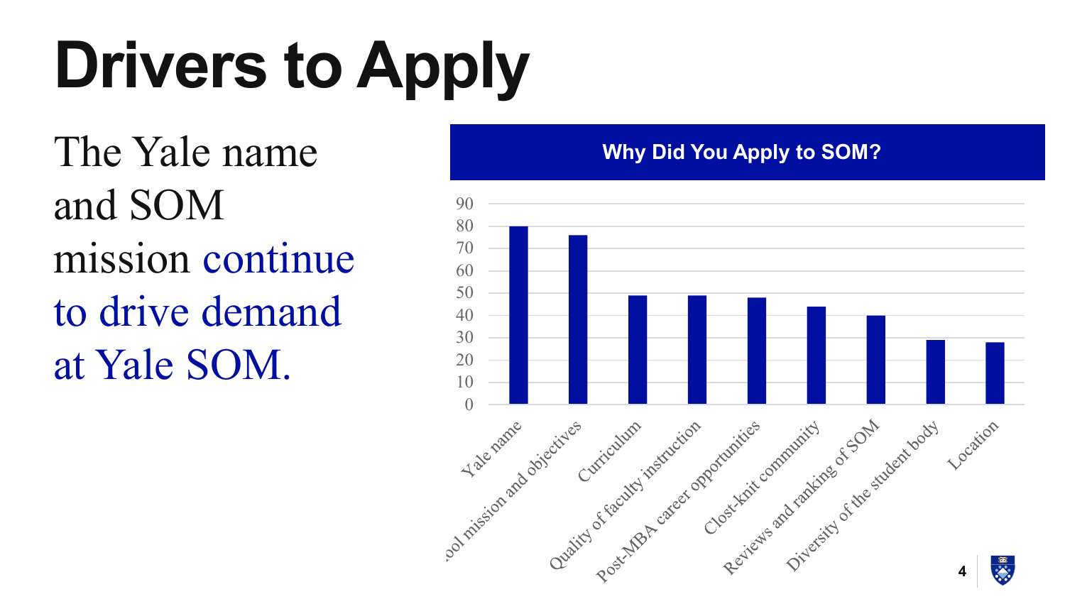# Drivers to Apply

The Yale name and SOM mission continue to drive demand at Yale SOM.

**Why Did You Apply to SOM?**

| Reason | Value |
| --- | --- |
| Yale name | 80 |
| School mission and objectives | 76 |
| Curriculum | 49 |
| Quality of faculty instruction | 49 |
| Post-MBA career opportunities | 48 |
| Clost-knit community | 44 |
| Reviews and ranking of SOM | 40 |
| Diversity of the student body | 29 |
| Location | 28 |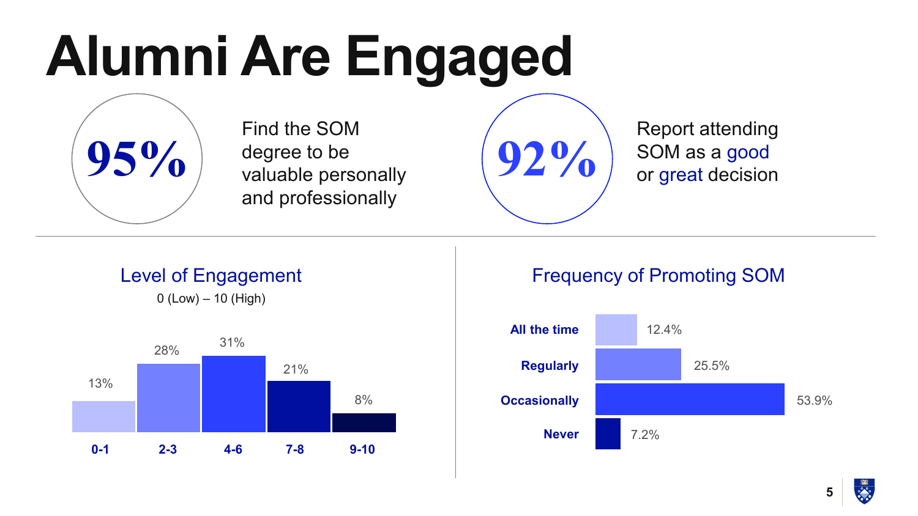# Alumni Are Engaged

**95%** Find the SOM degree to be valuable personally and professionally

**92%** Report attending SOM as a good or great decision

## Level of Engagement

0 (Low) – 10 (High)

| Level | Percentage |
|---|---|
| 0-1 | 13% |
| 2-3 | 28% |
| 4-6 | 31% |
| 7-8 | 21% |
| 9-10 | 8% |

## Frequency of Promoting SOM

| Frequency | Percentage |
|---|---|
| All the time | 12.4% |
| Regularly | 25.5% |
| Occasionally | 53.9% |
| Never | 7.2% |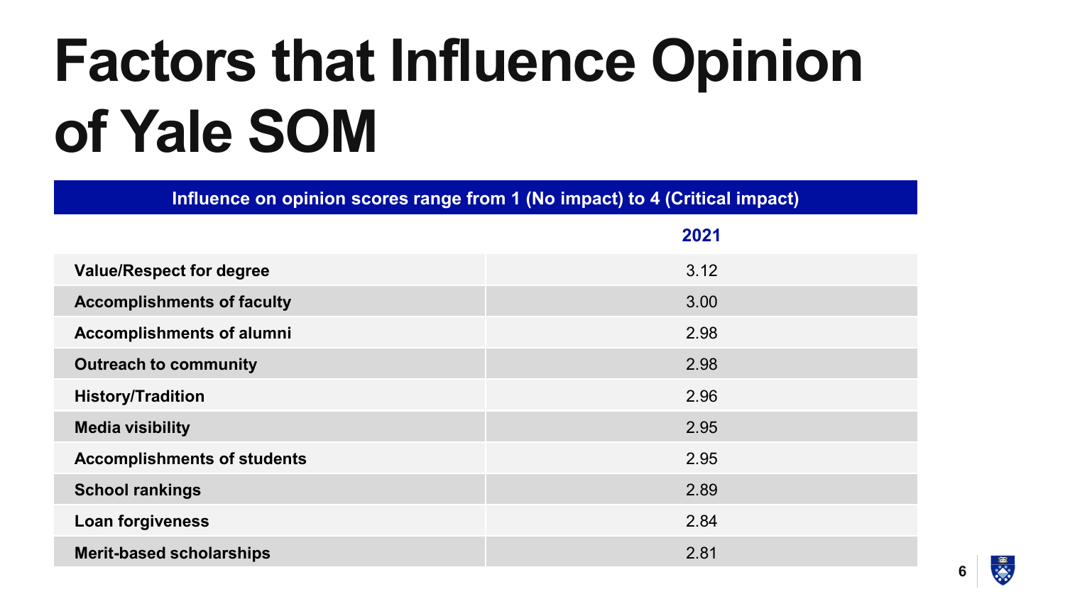# Factors that Influence Opinion of Yale SOM

**Influence on opinion scores range from 1 (No impact) to 4 (Critical impact)**

| | 2021 |
|---|---|
| **Value/Respect for degree** | 3.12 |
| **Accomplishments of faculty** | 3.00 |
| **Accomplishments of alumni** | 2.98 |
| **Outreach to community** | 2.98 |
| **History/Tradition** | 2.96 |
| **Media visibility** | 2.95 |
| **Accomplishments of students** | 2.95 |
| **School rankings** | 2.89 |
| **Loan forgiveness** | 2.84 |
| **Merit-based scholarships** | 2.81 |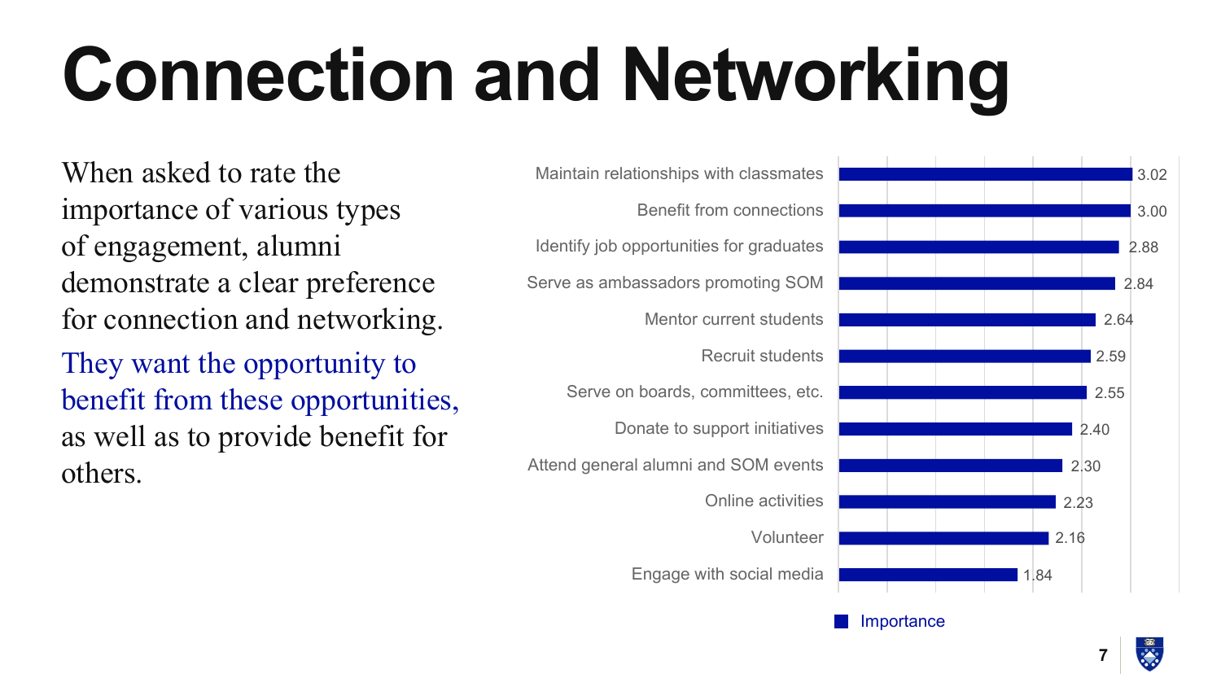# Connection and Networking

When asked to rate the importance of various types of engagement, alumni demonstrate a clear preference for connection and networking.

They want the opportunity to benefit from these opportunities, as well as to provide benefit for others.

| Type of engagement | Importance |
|---|---|
| Maintain relationships with classmates | 3.02 |
| Benefit from connections | 3.00 |
| Identify job opportunities for graduates | 2.88 |
| Serve as ambassadors promoting SOM | 2.84 |
| Mentor current students | 2.64 |
| Recruit students | 2.59 |
| Serve on boards, committees, etc. | 2.55 |
| Donate to support initiatives | 2.40 |
| Attend general alumni and SOM events | 2.30 |
| Online activities | 2.23 |
| Volunteer | 2.16 |
| Engage with social media | 1.84 |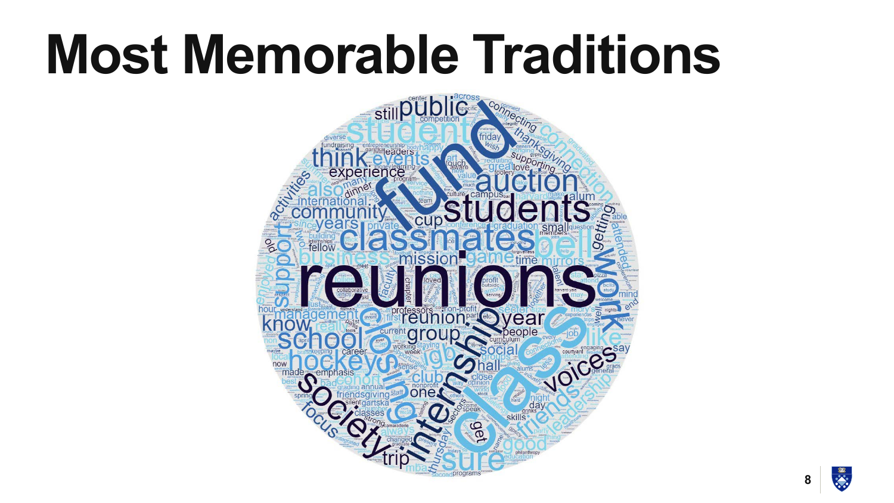# Most Memorable Traditions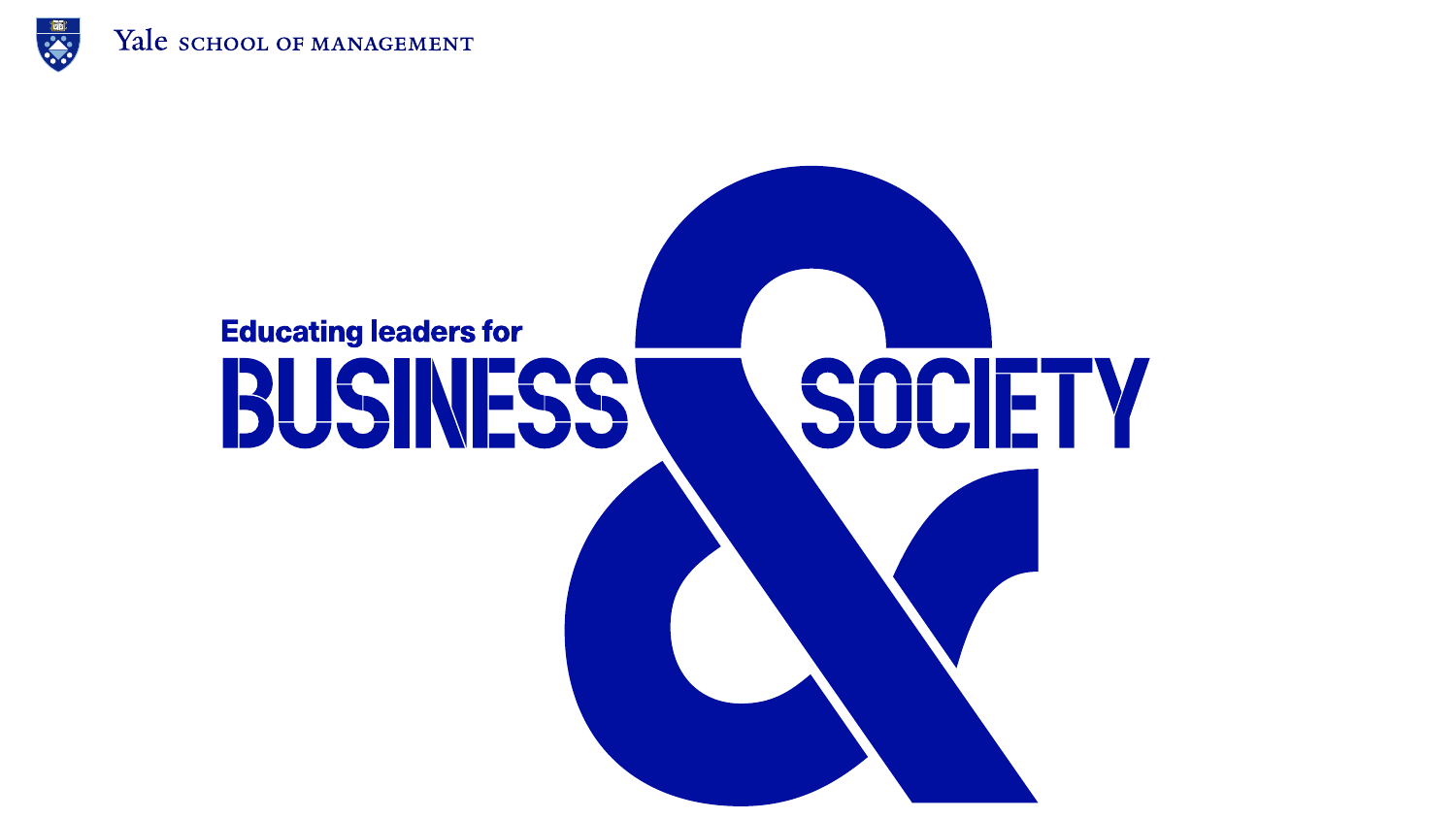Yale SCHOOL OF MANAGEMENT

Educating leaders for

# BUSINESS & SOCIETY